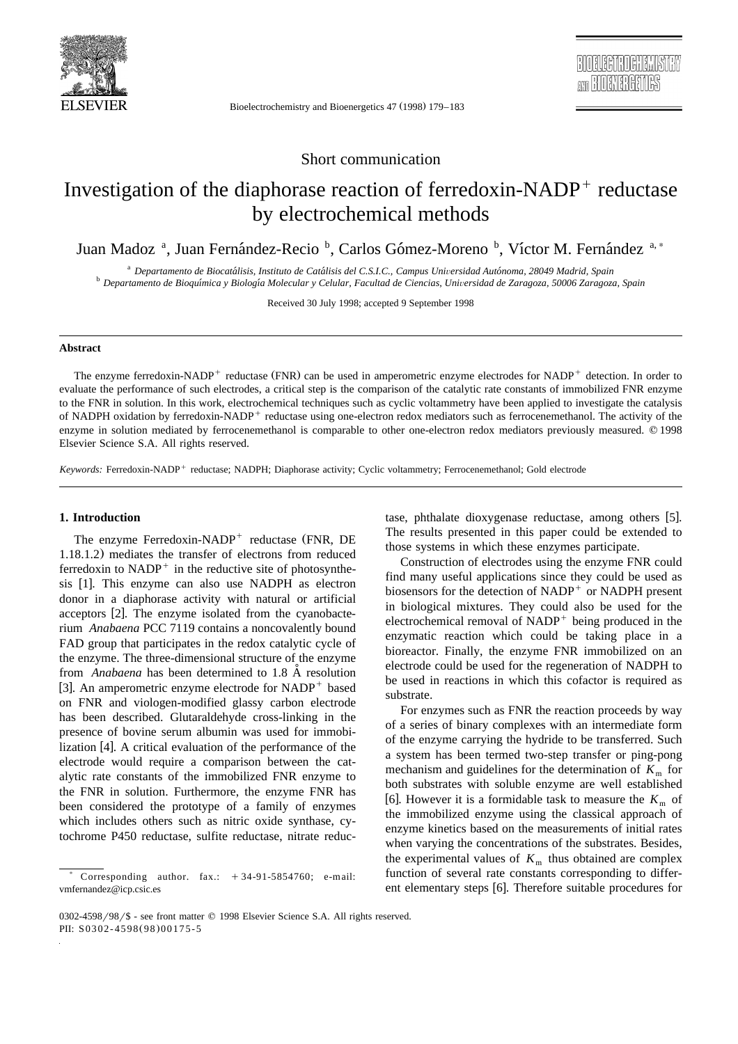Short communication

# Investigation of the diaphorase reaction of ferredoxin-NADP$^+$ reductase by electrochemical methods

Juan Madoz [a], Juan Fernández-Recio [b], Carlos Gómez-Moreno [b], Víctor M. Fernández [a,*]

[a] Departamento de Biocatálisis, Instituto de Catálisis del C.S.I.C., Campus Universidad Autónoma, 28049 Madrid, Spain
[b] Departamento de Bioquímica y Biología Molecular y Celular, Facultad de Ciencias, Universidad de Zaragoza, 50006 Zaragoza, Spain

Received 30 July 1998; accepted 9 September 1998

## Abstract

The enzyme ferredoxin-NADP$^+$ reductase (FNR) can be used in amperometric enzyme electrodes for NADP$^+$ detection. In order to evaluate the performance of such electrodes, a critical step is the comparison of the catalytic rate constants of immobilized FNR enzyme to the FNR in solution. In this work, electrochemical techniques such as cyclic voltammetry have been applied to investigate the catalysis of NADPH oxidation by ferredoxin-NADP$^+$ reductase using one-electron redox mediators such as ferrocenemethanol. The activity of the enzyme in solution mediated by ferrocenemethanol is comparable to other one-electron redox mediators previously measured. © 1998 Elsevier Science S.A. All rights reserved.

*Keywords:* Ferredoxin-NADP$^+$ reductase; NADPH; Diaphorase activity; Cyclic voltammetry; Ferrocenemethanol; Gold electrode

## 1. Introduction

The enzyme Ferredoxin-NADP$^+$ reductase (FNR, DE 1.18.1.2) mediates the transfer of electrons from reduced ferredoxin to NADP$^+$ in the reductive site of photosynthesis [1]. This enzyme can also use NADPH as electron donor in a diaphorase activity with natural or artificial acceptors [2]. The enzyme isolated from the cyanobacterium *Anabaena* PCC 7119 contains a noncovalently bound FAD group that participates in the redox catalytic cycle of the enzyme. The three-dimensional structure of the enzyme from *Anabaena* has been determined to 1.8 Å resolution [3]. An amperometric enzyme electrode for NADP$^+$ based on FNR and viologen-modified glassy carbon electrode has been described. Glutaraldehyde cross-linking in the presence of bovine serum albumin was used for immobilization [4]. A critical evaluation of the performance of the electrode would require a comparison between the catalytic rate constants of the immobilized FNR enzyme to the FNR in solution. Furthermore, the enzyme FNR has been considered the prototype of a family of enzymes which includes others such as nitric oxide synthase, cytochrome P450 reductase, sulfite reductase, nitrate reductase, phthalate dioxygenase reductase, among others [5]. The results presented in this paper could be extended to those systems in which these enzymes participate.

Construction of electrodes using the enzyme FNR could find many useful applications since they could be used as biosensors for the detection of NADP$^+$ or NADPH present in biological mixtures. They could also be used for the electrochemical removal of NADP$^+$ being produced in the enzymatic reaction which could be taking place in a bioreactor. Finally, the enzyme FNR immobilized on an electrode could be used for the regeneration of NADPH to be used in reactions in which this cofactor is required as substrate.

For enzymes such as FNR the reaction proceeds by way of a series of binary complexes with an intermediate form of the enzyme carrying the hydride to be transferred. Such a system has been termed two-step transfer or ping-pong mechanism and guidelines for the determination of $K_m$ for both substrates with soluble enzyme are well established [6]. However it is a formidable task to measure the $K_m$ of the immobilized enzyme using the classical approach of enzyme kinetics based on the measurements of initial rates when varying the concentrations of the substrates. Besides, the experimental values of $K_m$ thus obtained are complex function of several rate constants corresponding to different elementary steps [6]. Therefore suitable procedures for

* Corresponding author. fax: +34-91-5854760; e-mail: vmfernandez@icp.csic.es

0302-4598/98/$ - see front matter © 1998 Elsevier Science S.A. All rights reserved.
PII: S0302-4598(98)00175-5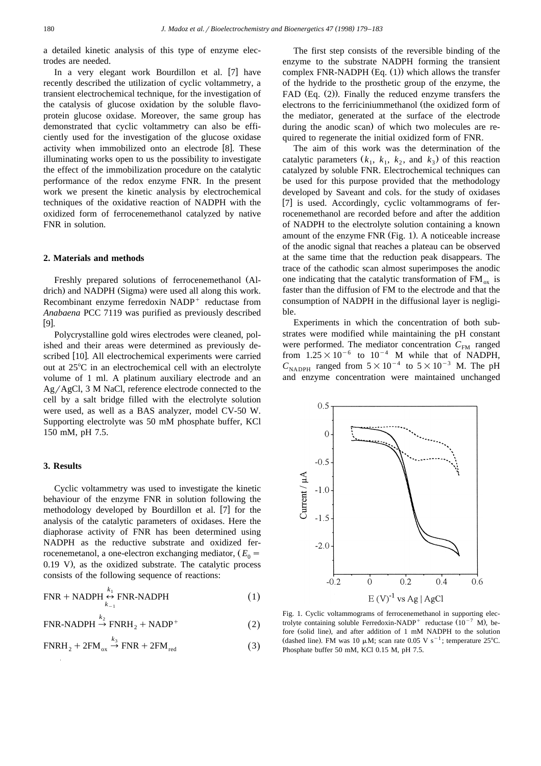a detailed kinetic analysis of this type of enzyme electrodes are needed.

In a very elegant work Bourdillon et al. [7] have recently described the utilization of cyclic voltammetry, a transient electrochemical technique, for the investigation of the catalysis of glucose oxidation by the soluble flavoprotein glucose oxidase. Moreover, the same group has demonstrated that cyclic voltammetry can also be efficiently used for the investigation of the glucose oxidase activity when immobilized onto an electrode [8]. These illuminating works open to us the possibility to investigate the effect of the immobilization procedure on the catalytic performance of the redox enzyme FNR. In the present work we present the kinetic analysis by electrochemical techniques of the oxidative reaction of NADPH with the oxidized form of ferrocenemethanol catalyzed by native FNR in solution.

## 2. Materials and methods

Freshly prepared solutions of ferrocenemethanol (Aldrich) and NADPH (Sigma) were used all along this work. Recombinant enzyme ferredoxin $NADP^+$ reductase from *Anabaena* PCC 7119 was purified as previously described [9].

Polycrystalline gold wires electrodes were cleaned, polished and their areas were determined as previously described [10]. All electrochemical experiments were carried out at 25°C in an electrochemical cell with an electrolyte volume of 1 ml. A platinum auxiliary electrode and an Ag/AgCl, 3 M NaCl, reference electrode connected to the cell by a salt bridge filled with the electrolyte solution were used, as well as a BAS analyzer, model CV-50 W. Supporting electrolyte was 50 mM phosphate buffer, KCl 150 mM, pH 7.5.

## 3. Results

Cyclic voltammetry was used to investigate the kinetic behaviour of the enzyme FNR in solution following the methodology developed by Bourdillon et al. [7] for the analysis of the catalytic parameters of oxidases. Here the diaphorase activity of FNR has been determined using NADPH as the reductive substrate and oxidized ferrocenemetanol, a one-electron exchanging mediator, ($E_0 =$ 0.19 V), as the oxidized substrate. The catalytic process consists of the following sequence of reactions:

$$\text{FNR} + \text{NADPH} \underset{k_{-1}}{\overset{k_1}{\leftrightarrow}} \text{FNR-NADPH} \qquad (1)$$

$$\text{FNR-NADPH} \overset{k_2}{\rightarrow} \text{FNRH}_2 + \text{NADP}^+ \qquad (2)$$

$$\text{FNRH}_2 + 2\text{FM}_{\text{ox}} \overset{k_3}{\rightarrow} \text{FNR} + 2\text{FM}_{\text{red}} \qquad (3)$$

The first step consists of the reversible binding of the enzyme to the substrate NADPH forming the transient complex FNR-NADPH (Eq. (1)) which allows the transfer of the hydride to the prosthetic group of the enzyme, the FAD (Eq. (2)). Finally the reduced enzyme transfers the electrons to the ferriciniummethanol (the oxidized form of the mediator, generated at the surface of the electrode during the anodic scan) of which two molecules are required to regenerate the initial oxidized form of FNR.

The aim of this work was the determination of the catalytic parameters ($k_1$, $k_1$, $k_2$, and $k_3$) of this reaction catalyzed by soluble FNR. Electrochemical techniques can be used for this purpose provided that the methodology developed by Saveant and cols. for the study of oxidases [7] is used. Accordingly, cyclic voltammograms of ferrocenemethanol are recorded before and after the addition of NADPH to the electrolyte solution containing a known amount of the enzyme FNR (Fig. 1). A noticeable increase of the anodic signal that reaches a plateau can be observed at the same time that the reduction peak disappears. The trace of the cathodic scan almost superimposes the anodic one indicating that the catalytic transformation of $FM_{ox}$ is faster than the diffusion of FM to the electrode and that the consumption of NADPH in the diffusional layer is negligible.

Experiments in which the concentration of both substrates were modified while maintaining the pH constant were performed. The mediator concentration $C_{FM}$ ranged from $1.25 \times 10^{-6}$ to $10^{-4}$ M while that of NADPH, $C_{NADPH}$ ranged from $5 \times 10^{-4}$ to $5 \times 10^{-3}$ M. The pH and enzyme concentration were maintained unchanged

Fig. 1. Cyclic voltammograms of ferrocenemethanol in supporting electrolyte containing soluble Ferredoxin-$NADP^+$ reductase ($10^{-7}$ M), before (solid line), and after addition of 1 mM NADPH to the solution (dashed line). FM was 10 μM; scan rate 0.05 V $s^{-1}$; temperature 25°C. Phosphate buffer 50 mM, KCl 0.15 M, pH 7.5.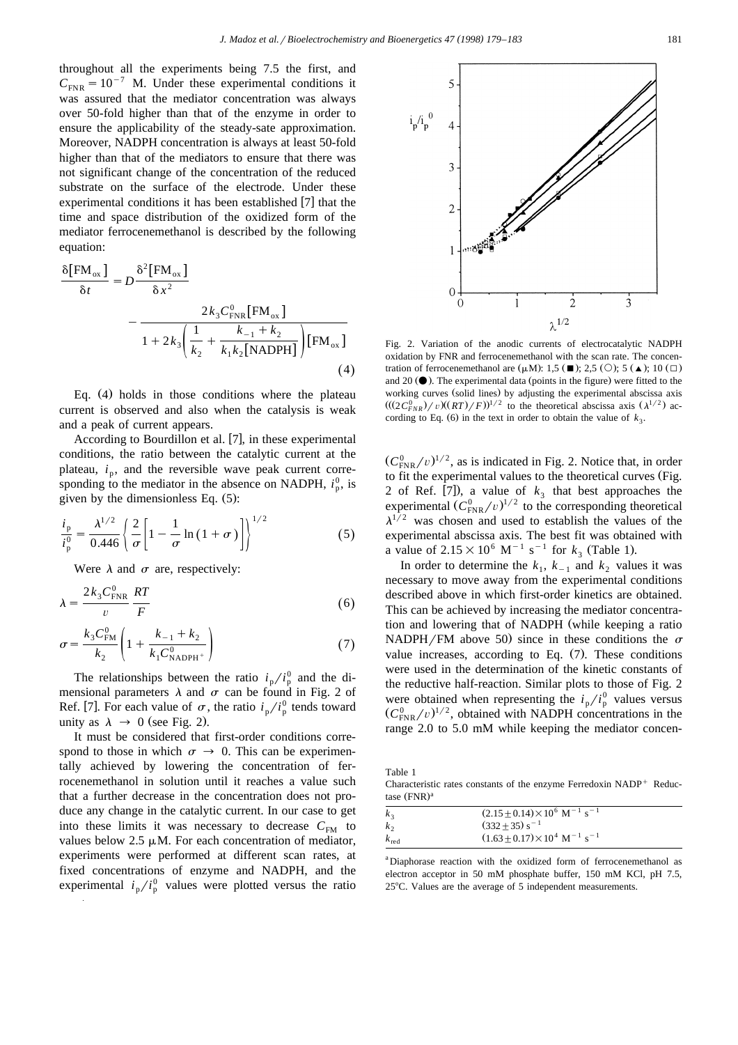throughout all the experiments being 7.5 the first, and $C_{FNR} = 10^{-7}$ M. Under these experimental conditions it was assured that the mediator concentration was always over 50-fold higher than that of the enzyme in order to ensure the applicability of the steady-sate approximation. Moreover, NADPH concentration is always at least 50-fold higher than that of the mediators to ensure that there was not significant change of the concentration of the reduced substrate on the surface of the electrode. Under these experimental conditions it has been established [7] that the time and space distribution of the oxidized form of the mediator ferrocenemethanol is described by the following equation:

$$\frac{\delta[\mathrm{FM_{ox}}]}{\delta t} = D\frac{\delta^2[\mathrm{FM_{ox}}]}{\delta x^2} - \frac{2k_3 C^0_{\mathrm{FNR}}[\mathrm{FM_{ox}}]}{1 + 2k_3\left(\frac{1}{k_2} + \frac{k_{-1} + k_2}{k_1 k_2[\mathrm{NADPH}]}\right)[\mathrm{FM_{ox}}]} \quad (4)$$

Eq. (4) holds in those conditions where the plateau current is observed and also when the catalysis is weak and a peak of current appears.

According to Bourdillon et al. [7], in these experimental conditions, the ratio between the catalytic current at the plateau, $i_p$, and the reversible wave peak current corresponding to the mediator in the absence on NADPH, $i^0_p$, is given by the dimensionless Eq. (5):

$$\frac{i_p}{i^0_p} = \frac{\lambda^{1/2}}{0.446}\left\{\frac{2}{\sigma}\left[1 - \frac{1}{\sigma}\ln(1+\sigma)\right]\right\}^{1/2} \quad (5)$$

Were $\lambda$ and $\sigma$ are, respectively:

$$\lambda = \frac{2k_3 C^0_{\mathrm{FNR}}}{v}\frac{RT}{F} \quad (6)$$

$$\sigma = \frac{k_3 C^0_{\mathrm{FM}}}{k_2}\left(1 + \frac{k_{-1} + k_2}{k_1 C^0_{\mathrm{NADPH^+}}}\right) \quad (7)$$

The relationships between the ratio $i_p/i^0_p$ and the dimensional parameters $\lambda$ and $\sigma$ can be found in Fig. 2 of Ref. [7]. For each value of $\sigma$, the ratio $i_p/i^0_p$ tends toward unity as $\lambda \to 0$ (see Fig. 2).

It must be considered that first-order conditions correspond to those in which $\sigma \to 0$. This can be experimentally achieved by lowering the concentration of ferrocenemethanol in solution until it reaches a value such that a further decrease in the concentration does not produce any change in the catalytic current. In our case to get into these limits it was necessary to decrease $C_{\mathrm{FM}}$ to values below 2.5 μM. For each concentration of mediator, experiments were performed at different scan rates, at fixed concentrations of enzyme and NADPH, and the experimental $i_p/i^0_p$ values were plotted versus the ratio $(C^0_{\mathrm{FNR}}/v)^{1/2}$, as is indicated in Fig. 2. Notice that, in order to fit the experimental values to the theoretical curves (Fig. 2 of Ref. [7]), a value of $k_3$ that best approaches the experimental $(C^0_{\mathrm{FNR}}/v)^{1/2}$ to the corresponding theoretical $\lambda^{1/2}$ was chosen and used to establish the values of the experimental abscissa axis. The best fit was obtained with a value of $2.15 \times 10^6$ $\mathrm{M^{-1}\ s^{-1}}$ for $k_3$ (Table 1).

Fig. 2. Variation of the anodic currents of electrocatalytic NADPH oxidation by FNR and ferrocenemethanol with the scan rate. The concentration of ferrocenemethanol are (μM): 1,5 (■); 2,5 (○); 5 (▲); 10 (□) and 20 (●). The experimental data (points in the figure) were fitted to the working curves (solid lines) by adjusting the experimental abscissa axis $(((2C^0_{FNR})/v)((RT)/F))^{1/2}$ to the theoretical abscissa axis $(\lambda^{1/2})$ according to Eq. (6) in the text in order to obtain the value of $k_3$.

In order to determine the $k_1$, $k_{-1}$ and $k_2$ values it was necessary to move away from the experimental conditions described above in which first-order kinetics are obtained. This can be achieved by increasing the mediator concentration and lowering that of NADPH (while keeping a ratio NADPH/FM above 50) since in these conditions the $\sigma$ value increases, according to Eq. (7). These conditions were used in the determination of the kinetic constants of the reductive half-reaction. Similar plots to those of Fig. 2 were obtained when representing the $i_p/i^0_p$ values versus $(C^0_{\mathrm{FNR}}/v)^{1/2}$, obtained with NADPH concentrations in the range 2.0 to 5.0 mM while keeping the mediator concen-

Table 1
Characteristic rates constants of the enzyme Ferredoxin NADP+ Reductase (FNR)[a]

| | |
|---|---|
| $k_3$ | $(2.15 \pm 0.14) \times 10^6$ $\mathrm{M^{-1}\ s^{-1}}$ |
| $k_2$ | $(332 \pm 35)$ $\mathrm{s^{-1}}$ |
| $k_{\mathrm{red}}$ | $(1.63 \pm 0.17) \times 10^4$ $\mathrm{M^{-1}\ s^{-1}}$ |

[a] Diaphorase reaction with the oxidized form of ferrocenemethanol as electron acceptor in 50 mM phosphate buffer, 150 mM KCl, pH 7.5, 25°C. Values are the average of 5 independent measurements.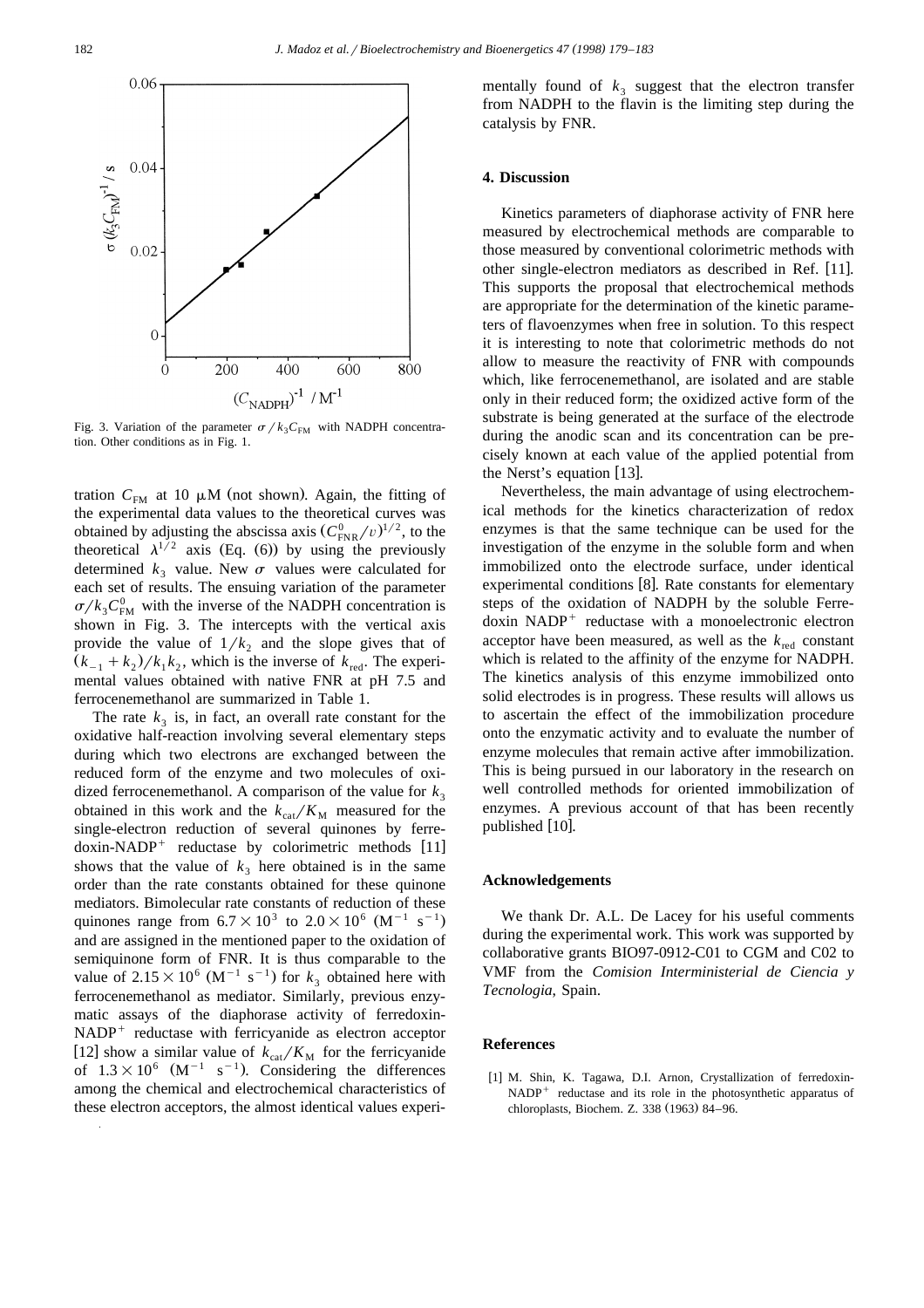Fig. 3. Variation of the parameter $\sigma/k_3C_{FM}$ with NADPH concentration. Other conditions as in Fig. 1.

tration $C_{FM}$ at 10 μM (not shown). Again, the fitting of the experimental data values to the theoretical curves was obtained by adjusting the abscissa axis $(C^0_{FNR}/v)^{1/2}$, to the theoretical $\lambda^{1/2}$ axis (Eq. (6)) by using the previously determined $k_3$ value. New $\sigma$ values were calculated for each set of results. The ensuing variation of the parameter $\sigma/k_3C^0_{FM}$ with the inverse of the NADPH concentration is shown in Fig. 3. The intercepts with the vertical axis provide the value of $1/k_2$ and the slope gives that of $(k_{-1}+k_2)/k_1k_2$, which is the inverse of $k_{red}$. The experimental values obtained with native FNR at pH 7.5 and ferrocenemethanol are summarized in Table 1.

The rate $k_3$ is, in fact, an overall rate constant for the oxidative half-reaction involving several elementary steps during which two electrons are exchanged between the reduced form of the enzyme and two molecules of oxidized ferrocenemethanol. A comparison of the value for $k_3$ obtained in this work and the $k_{cat}/K_M$ measured for the single-electron reduction of several quinones by ferredoxin-$NADP^+$ reductase by colorimetric methods [11] shows that the value of $k_3$ here obtained is in the same order than the rate constants obtained for these quinone mediators. Bimolecular rate constants of reduction of these quinones range from $6.7\times10^3$ to $2.0\times10^6$ ($M^{-1}$ $s^{-1}$) and are assigned in the mentioned paper to the oxidation of semiquinone form of FNR. It is thus comparable to the value of $2.15\times10^6$ ($M^{-1}$ $s^{-1}$) for $k_3$ obtained here with ferrocenemethanol as mediator. Similarly, previous enzymatic assays of the diaphorase activity of ferredoxin-$NADP^+$ reductase with ferricyanide as electron acceptor [12] show a similar value of $k_{cat}/K_M$ for the ferricyanide of $1.3\times10^6$ ($M^{-1}$ $s^{-1}$). Considering the differences among the chemical and electrochemical characteristics of these electron acceptors, the almost identical values experimentally found of $k_3$ suggest that the electron transfer from NADPH to the flavin is the limiting step during the catalysis by FNR.

## 4. Discussion

Kinetics parameters of diaphorase activity of FNR here measured by electrochemical methods are comparable to those measured by conventional colorimetric methods with other single-electron mediators as described in Ref. [11]. This supports the proposal that electrochemical methods are appropriate for the determination of the kinetic parameters of flavoenzymes when free in solution. To this respect it is interesting to note that colorimetric methods do not allow to measure the reactivity of FNR with compounds which, like ferrocenemethanol, are isolated and are stable only in their reduced form; the oxidized active form of the substrate is being generated at the surface of the electrode during the anodic scan and its concentration can be precisely known at each value of the applied potential from the Nerst's equation [13].

Nevertheless, the main advantage of using electrochemical methods for the kinetics characterization of redox enzymes is that the same technique can be used for the investigation of the enzyme in the soluble form and when immobilized onto the electrode surface, under identical experimental conditions [8]. Rate constants for elementary steps of the oxidation of NADPH by the soluble Ferredoxin $NADP^+$ reductase with a monoelectronic electron acceptor have been measured, as well as the $k_{red}$ constant which is related to the affinity of the enzyme for NADPH. The kinetics analysis of this enzyme immobilized onto solid electrodes is in progress. These results will allows us to ascertain the effect of the immobilization procedure onto the enzymatic activity and to evaluate the number of enzyme molecules that remain active after immobilization. This is being pursued in our laboratory in the research on well controlled methods for oriented immobilization of enzymes. A previous account of that has been recently published [10].

## Acknowledgements

We thank Dr. A.L. De Lacey for his useful comments during the experimental work. This work was supported by collaborative grants BIO97-0912-C01 to CGM and C02 to VMF from the *Comision Interministerial de Ciencia y Tecnologia*, Spain.

## References

[1] M. Shin, K. Tagawa, D.I. Arnon, Crystallization of ferredoxin-$NADP^+$ reductase and its role in the photosynthetic apparatus of chloroplasts, Biochem. Z. 338 (1963) 84–96.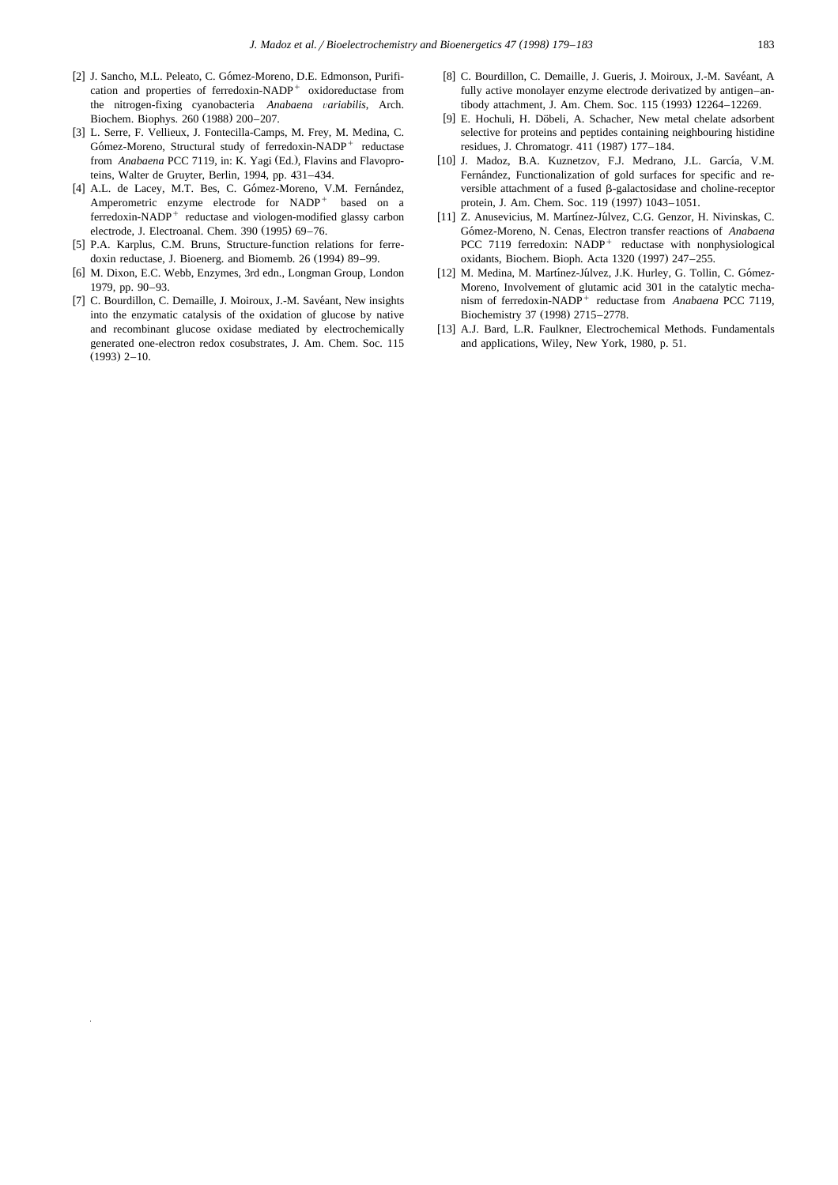[2] J. Sancho, M.L. Peleato, C. Gómez-Moreno, D.E. Edmonson, Purification and properties of ferredoxin-NADP$^+$ oxidoreductase from the nitrogen-fixing cyanobacteria *Anabaena variabilis*, Arch. Biochem. Biophys. 260 (1988) 200–207.

[3] L. Serre, F. Vellieux, J. Fontecilla-Camps, M. Frey, M. Medina, C. Gómez-Moreno, Structural study of ferredoxin-NADP$^+$ reductase from *Anabaena* PCC 7119, in: K. Yagi (Ed.), Flavins and Flavoproteins, Walter de Gruyter, Berlin, 1994, pp. 431–434.

[4] A.L. de Lacey, M.T. Bes, C. Gómez-Moreno, V.M. Fernández, Amperometric enzyme electrode for NADP$^+$ based on a ferredoxin-NADP$^+$ reductase and viologen-modified glassy carbon electrode, J. Electroanal. Chem. 390 (1995) 69–76.

[5] P.A. Karplus, C.M. Bruns, Structure-function relations for ferredoxin reductase, J. Bioenerg. and Biomemb. 26 (1994) 89–99.

[6] M. Dixon, E.C. Webb, Enzymes, 3rd edn., Longman Group, London 1979, pp. 90–93.

[7] C. Bourdillon, C. Demaille, J. Moiroux, J.-M. Savéant, New insights into the enzymatic catalysis of the oxidation of glucose by native and recombinant glucose oxidase mediated by electrochemically generated one-electron redox cosubstrates, J. Am. Chem. Soc. 115 (1993) 2–10.

[8] C. Bourdillon, C. Demaille, J. Gueris, J. Moiroux, J.-M. Savéant, A fully active monolayer enzyme electrode derivatized by antigen–antibody attachment, J. Am. Chem. Soc. 115 (1993) 12264–12269.

[9] E. Hochuli, H. Döbeli, A. Schacher, New metal chelate adsorbent selective for proteins and peptides containing neighbouring histidine residues, J. Chromatogr. 411 (1987) 177–184.

[10] J. Madoz, B.A. Kuznetzov, F.J. Medrano, J.L. García, V.M. Fernández, Functionalization of gold surfaces for specific and reversible attachment of a fused β-galactosidase and choline-receptor protein, J. Am. Chem. Soc. 119 (1997) 1043–1051.

[11] Z. Anusevicius, M. Martínez-Júlvez, C.G. Genzor, H. Nivinskas, C. Gómez-Moreno, N. Cenas, Electron transfer reactions of *Anabaena* PCC 7119 ferredoxin: NADP$^+$ reductase with nonphysiological oxidants, Biochem. Bioph. Acta 1320 (1997) 247–255.

[12] M. Medina, M. Martínez-Júlvez, J.K. Hurley, G. Tollin, C. Gómez-Moreno, Involvement of glutamic acid 301 in the catalytic mechanism of ferredoxin-NADP$^+$ reductase from *Anabaena* PCC 7119, Biochemistry 37 (1998) 2715–2778.

[13] A.J. Bard, L.R. Faulkner, Electrochemical Methods. Fundamentals and applications, Wiley, New York, 1980, p. 51.